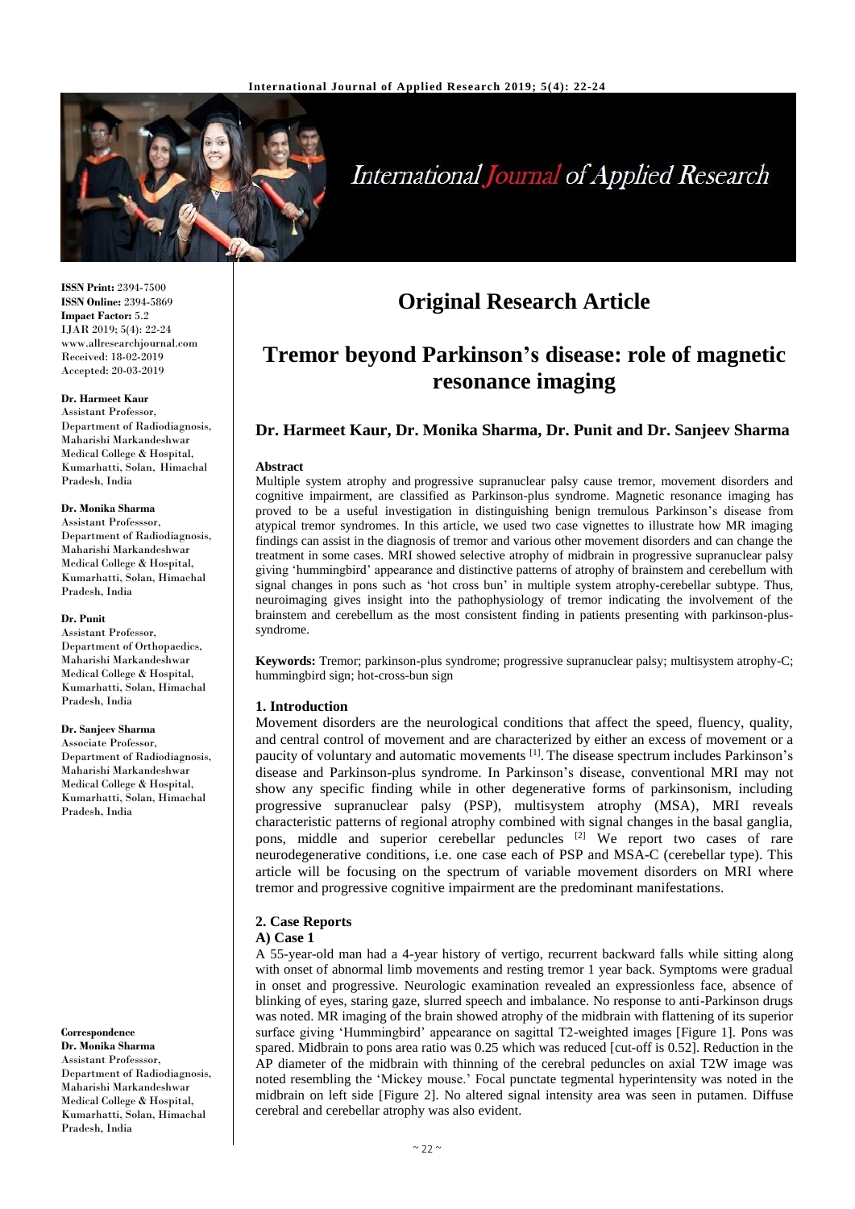**ISSN Print:** 2394-7500
**ISSN Online:** 2394-5869
**Impact Factor:** 5.2
IJAR 2019; 5(4): 22-24
www.allresearchjournal.com
Received: 18-02-2019
Accepted: 20-03-2019

**Dr. Harmeet Kaur**
Assistant Professor, Department of Radiodiagnosis, Maharishi Markandeshwar Medical College & Hospital, Kumarhatti, Solan, Himachal Pradesh, India

**Dr. Monika Sharma**
Assistant Professsor, Department of Radiodiagnosis, Maharishi Markandeshwar Medical College & Hospital, Kumarhatti, Solan, Himachal Pradesh, India

**Dr. Punit**
Assistant Professor, Department of Orthopaedics, Maharishi Markandeshwar Medical College & Hospital, Kumarhatti, Solan, Himachal Pradesh, India

**Dr. Sanjeev Sharma**
Associate Professor, Department of Radiodiagnosis, Maharishi Markandeshwar Medical College & Hospital, Kumarhatti, Solan, Himachal Pradesh, India

**Correspondence**
**Dr. Monika Sharma**
Assistant Professsor, Department of Radiodiagnosis, Maharishi Markandeshwar Medical College & Hospital, Kumarhatti, Solan, Himachal Pradesh, India

# Original Research Article

# Tremor beyond Parkinson's disease: role of magnetic resonance imaging

## Dr. Harmeet Kaur, Dr. Monika Sharma, Dr. Punit and Dr. Sanjeev Sharma

**Abstract**

Multiple system atrophy and progressive supranuclear palsy cause tremor, movement disorders and cognitive impairment, are classified as Parkinson-plus syndrome. Magnetic resonance imaging has proved to be a useful investigation in distinguishing benign tremulous Parkinson's disease from atypical tremor syndromes. In this article, we used two case vignettes to illustrate how MR imaging findings can assist in the diagnosis of tremor and various other movement disorders and can change the treatment in some cases. MRI showed selective atrophy of midbrain in progressive supranuclear palsy giving 'hummingbird' appearance and distinctive patterns of atrophy of brainstem and cerebellum with signal changes in pons such as 'hot cross bun' in multiple system atrophy-cerebellar subtype. Thus, neuroimaging gives insight into the pathophysiology of tremor indicating the involvement of the brainstem and cerebellum as the most consistent finding in patients presenting with parkinson-plus-syndrome.

**Keywords:** Tremor; parkinson-plus syndrome; progressive supranuclear palsy; multisystem atrophy-C; hummingbird sign; hot-cross-bun sign

### 1. Introduction

Movement disorders are the neurological conditions that affect the speed, fluency, quality, and central control of movement and are characterized by either an excess of movement or a paucity of voluntary and automatic movements [1]. The disease spectrum includes Parkinson's disease and Parkinson-plus syndrome. In Parkinson's disease, conventional MRI may not show any specific finding while in other degenerative forms of parkinsonism, including progressive supranuclear palsy (PSP), multisystem atrophy (MSA), MRI reveals characteristic patterns of regional atrophy combined with signal changes in the basal ganglia, pons, middle and superior cerebellar peduncles [2] We report two cases of rare neurodegenerative conditions, i.e. one case each of PSP and MSA-C (cerebellar type). This article will be focusing on the spectrum of variable movement disorders on MRI where tremor and progressive cognitive impairment are the predominant manifestations.

### 2. Case Reports

#### A) Case 1

A 55-year-old man had a 4-year history of vertigo, recurrent backward falls while sitting along with onset of abnormal limb movements and resting tremor 1 year back. Symptoms were gradual in onset and progressive. Neurologic examination revealed an expressionless face, absence of blinking of eyes, staring gaze, slurred speech and imbalance. No response to anti-Parkinson drugs was noted. MR imaging of the brain showed atrophy of the midbrain with flattening of its superior surface giving 'Hummingbird' appearance on sagittal T2-weighted images [Figure 1]. Pons was spared. Midbrain to pons area ratio was 0.25 which was reduced [cut-off is 0.52]. Reduction in the AP diameter of the midbrain with thinning of the cerebral peduncles on axial T2W image was noted resembling the 'Mickey mouse.' Focal punctate tegmental hyperintensity was noted in the midbrain on left side [Figure 2]. No altered signal intensity area was seen in putamen. Diffuse cerebral and cerebellar atrophy was also evident.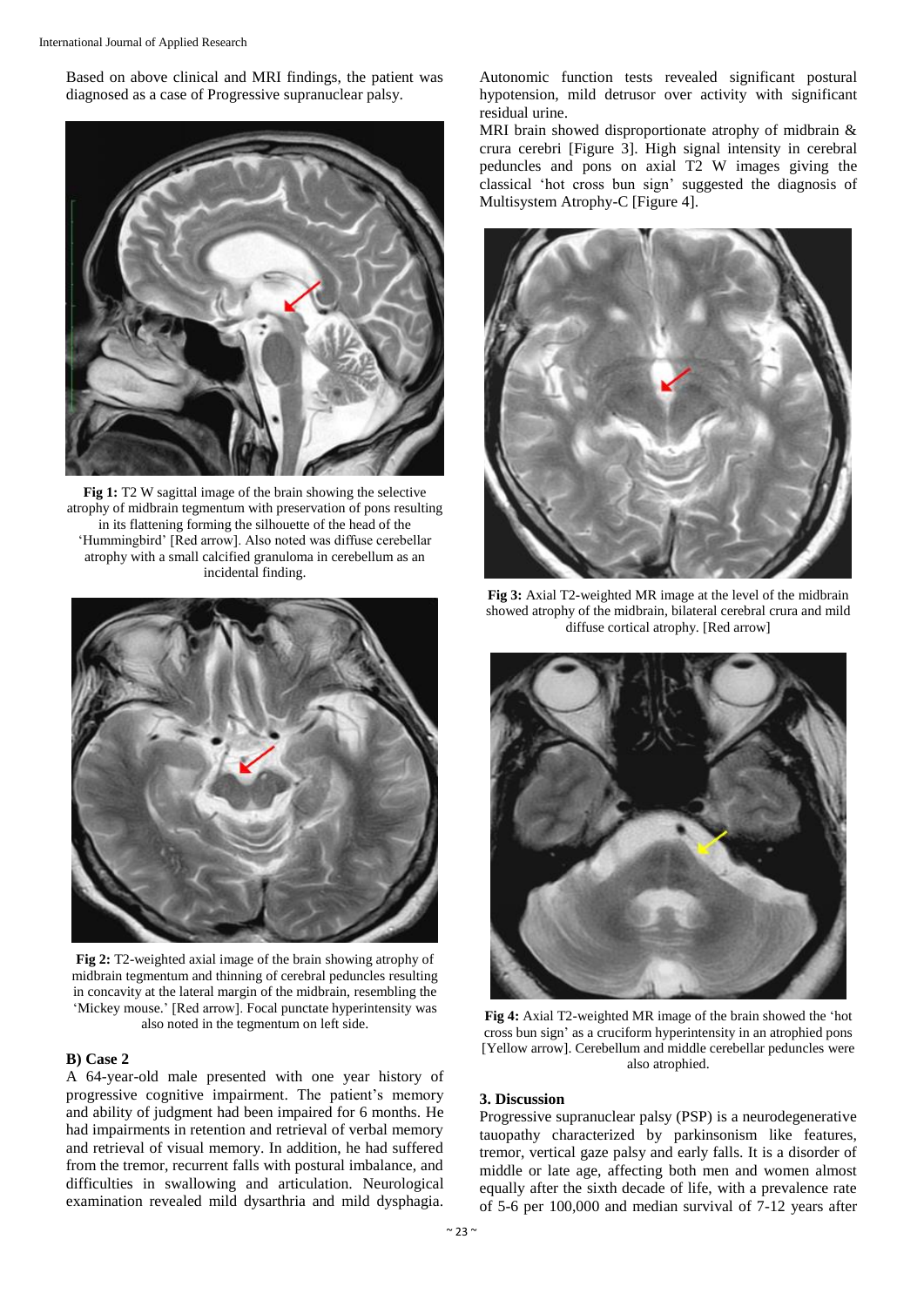Based on above clinical and MRI findings, the patient was diagnosed as a case of Progressive supranuclear palsy.

**Fig 1:** T2 W sagittal image of the brain showing the selective atrophy of midbrain tegmentum with preservation of pons resulting in its flattening forming the silhouette of the head of the 'Hummingbird' [Red arrow]. Also noted was diffuse cerebellar atrophy with a small calcified granuloma in cerebellum as an incidental finding.

**Fig 2:** T2-weighted axial image of the brain showing atrophy of midbrain tegmentum and thinning of cerebral peduncles resulting in concavity at the lateral margin of the midbrain, resembling the 'Mickey mouse.' [Red arrow]. Focal punctate hyperintensity was also noted in the tegmentum on left side.

**B) Case 2**

A 64-year-old male presented with one year history of progressive cognitive impairment. The patient's memory and ability of judgment had been impaired for 6 months. He had impairments in retention and retrieval of verbal memory and retrieval of visual memory. In addition, he had suffered from the tremor, recurrent falls with postural imbalance, and difficulties in swallowing and articulation. Neurological examination revealed mild dysarthria and mild dysphagia. Autonomic function tests revealed significant postural hypotension, mild detrusor over activity with significant residual urine.

MRI brain showed disproportionate atrophy of midbrain & crura cerebri [Figure 3]. High signal intensity in cerebral peduncles and pons on axial T2 W images giving the classical 'hot cross bun sign' suggested the diagnosis of Multisystem Atrophy-C [Figure 4].

**Fig 3:** Axial T2-weighted MR image at the level of the midbrain showed atrophy of the midbrain, bilateral cerebral crura and mild diffuse cortical atrophy. [Red arrow]

**Fig 4:** Axial T2-weighted MR image of the brain showed the 'hot cross bun sign' as a cruciform hyperintensity in an atrophied pons [Yellow arrow]. Cerebellum and middle cerebellar peduncles were also atrophied.

## 3. Discussion

Progressive supranuclear palsy (PSP) is a neurodegenerative tauopathy characterized by parkinsonism like features, tremor, vertical gaze palsy and early falls. It is a disorder of middle or late age, affecting both men and women almost equally after the sixth decade of life, with a prevalence rate of 5-6 per 100,000 and median survival of 7-12 years after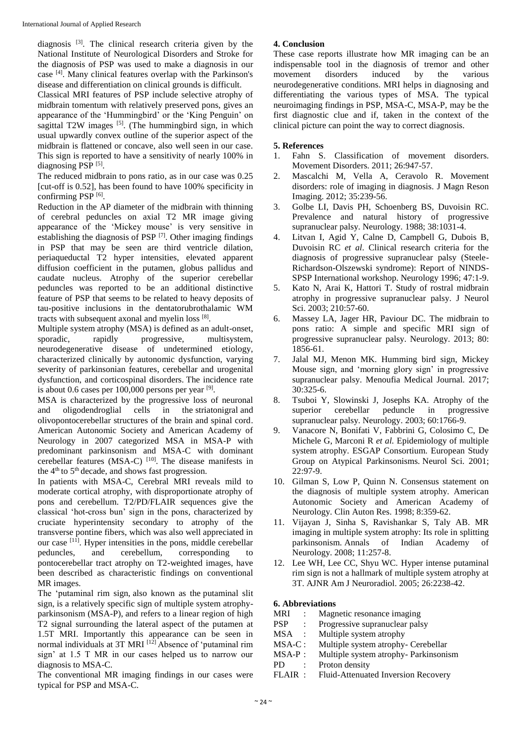diagnosis [3]. The clinical research criteria given by the National Institute of Neurological Disorders and Stroke for the diagnosis of PSP was used to make a diagnosis in our case [4]. Many clinical features overlap with the Parkinson's disease and differentiation on clinical grounds is difficult.

Classical MRI features of PSP include selective atrophy of midbrain tomentum with relatively preserved pons, gives an appearance of the 'Hummingbird' or the 'King Penguin' on sagittal T2W images [5]. (The hummingbird sign, in which usual upwardly convex outline of the superior aspect of the midbrain is flattened or concave, also well seen in our case. This sign is reported to have a sensitivity of nearly 100% in diagnosing PSP [5].

The reduced midbrain to pons ratio, as in our case was 0.25 [cut-off is 0.52], has been found to have 100% specificity in confirming PSP [6].

Reduction in the AP diameter of the midbrain with thinning of cerebral peduncles on axial T2 MR image giving appearance of the 'Mickey mouse' is very sensitive in establishing the diagnosis of PSP [7]. Other imaging findings in PSP that may be seen are third ventricle dilation, periaqueductal T2 hyper intensities, elevated apparent diffusion coefficient in the putamen, globus pallidus and caudate nucleus. Atrophy of the superior cerebellar peduncles was reported to be an additional distinctive feature of PSP that seems to be related to heavy deposits of tau-positive inclusions in the dentatorubrothalamic WM tracts with subsequent axonal and myelin loss [8].

Multiple system atrophy (MSA) is defined as an adult-onset, sporadic, rapidly progressive, multisystem, neurodegenerative disease of undetermined etiology, characterized clinically by autonomic dysfunction, varying severity of parkinsonian features, cerebellar and urogenital dysfunction, and corticospinal disorders. The incidence rate is about 0.6 cases per 100,000 persons per year [9].

MSA is characterized by the progressive loss of neuronal and oligodendroglial cells in the striatonigral and olivopontocerebellar structures of the brain and spinal cord. American Autonomic Society and American Academy of Neurology in 2007 categorized MSA in MSA-P with predominant parkinsonism and MSA-C with dominant cerebellar features (MSA-C) [10]. The disease manifests in the 4th to 5th decade, and shows fast progression.

In patients with MSA-C, Cerebral MRI reveals mild to moderate cortical atrophy, with disproportionate atrophy of pons and cerebellum. T2/PD/FLAIR sequences give the classical 'hot-cross bun' sign in the pons, characterized by cruciate hyperintensity secondary to atrophy of the transverse pontine fibers, which was also well appreciated in our case [11]. Hyper intensities in the pons, middle cerebellar peduncles, and cerebellum, corresponding to pontocerebellar tract atrophy on T2-weighted images, have been described as characteristic findings on conventional MR images.

The 'putaminal rim sign, also known as the putaminal slit sign, is a relatively specific sign of multiple system atrophy-parkinsonism (MSA-P), and refers to a linear region of high T2 signal surrounding the lateral aspect of the putamen at 1.5T MRI. Importantly this appearance can be seen in normal individuals at 3T MRI [12] Absence of 'putaminal rim sign' at 1.5 T MR in our cases helped us to narrow our diagnosis to MSA-C.

The conventional MR imaging findings in our cases were typical for PSP and MSA-C.

## 4. Conclusion

These case reports illustrate how MR imaging can be an indispensable tool in the diagnosis of tremor and other movement disorders induced by the various neurodegenerative conditions. MRI helps in diagnosing and differentiating the various types of MSA. The typical neuroimaging findings in PSP, MSA-C, MSA-P, may be the first diagnostic clue and if, taken in the context of the clinical picture can point the way to correct diagnosis.

## 5. References

1. Fahn S. Classification of movement disorders. Movement Disorders. 2011; 26:947-57.
2. Mascalchi M, Vella A, Ceravolo R. Movement disorders: role of imaging in diagnosis. J Magn Reson Imaging. 2012; 35:239-56.
3. Golbe LI, Davis PH, Schoenberg BS, Duvoisin RC. Prevalence and natural history of progressive supranuclear palsy. Neurology. 1988; 38:1031-4.
4. Litvan I, Agid Y, Calne D, Campbell G, Dubois B, Duvoisin RC *et al*. Clinical research criteria for the diagnosis of progressive supranuclear palsy (Steele-Richardson-Olszewski syndrome): Report of NINDS-SPSP International workshop. Neurology 1996; 47:1-9.
5. Kato N, Arai K, Hattori T. Study of rostral midbrain atrophy in progressive supranuclear palsy. J Neurol Sci. 2003; 210:57-60.
6. Massey LA, Jager HR, Paviour DC. The midbrain to pons ratio: A simple and specific MRI sign of progressive supranuclear palsy. Neurology. 2013; 80: 1856-61.
7. Jalal MJ, Menon MK. Humming bird sign, Mickey Mouse sign, and 'morning glory sign' in progressive supranuclear palsy. Menoufia Medical Journal. 2017; 30:325-6.
8. Tsuboi Y, Slowinski J, Josephs KA. Atrophy of the superior cerebellar peduncle in progressive supranuclear palsy. Neurology. 2003; 60:1766-9.
9. Vanacore N, Bonifati V, Fabbrini G, Colosimo C, De Michele G, Marconi R *et al.* Epidemiology of multiple system atrophy. ESGAP Consortium. European Study Group on Atypical Parkinsonisms. Neurol Sci. 2001; 22:97-9.
10. Gilman S, Low P, Quinn N. Consensus statement on the diagnosis of multiple system atrophy. American Autonomic Society and American Academy of Neurology. Clin Auton Res. 1998; 8:359-62.
11. Vijayan J, Sinha S, Ravishankar S, Taly AB. MR imaging in multiple system atrophy: Its role in splitting parkinsonism. Annals of Indian Academy of Neurology. 2008; 11:257-8.
12. Lee WH, Lee CC, Shyu WC. Hyper intense putaminal rim sign is not a hallmark of multiple system atrophy at 3T. AJNR Am J Neuroradiol. 2005; 26:2238-42.

## 6. Abbreviations

| | | |
|---|---|---|
| MRI | : | Magnetic resonance imaging |
| PSP | : | Progressive supranuclear palsy |
| MSA | : | Multiple system atrophy |
| MSA-C | : | Multiple system atrophy- Cerebellar |
| MSA-P | : | Multiple system atrophy- Parkinsonism |
| PD | : | Proton density |
| FLAIR | : | Fluid-Attenuated Inversion Recovery |